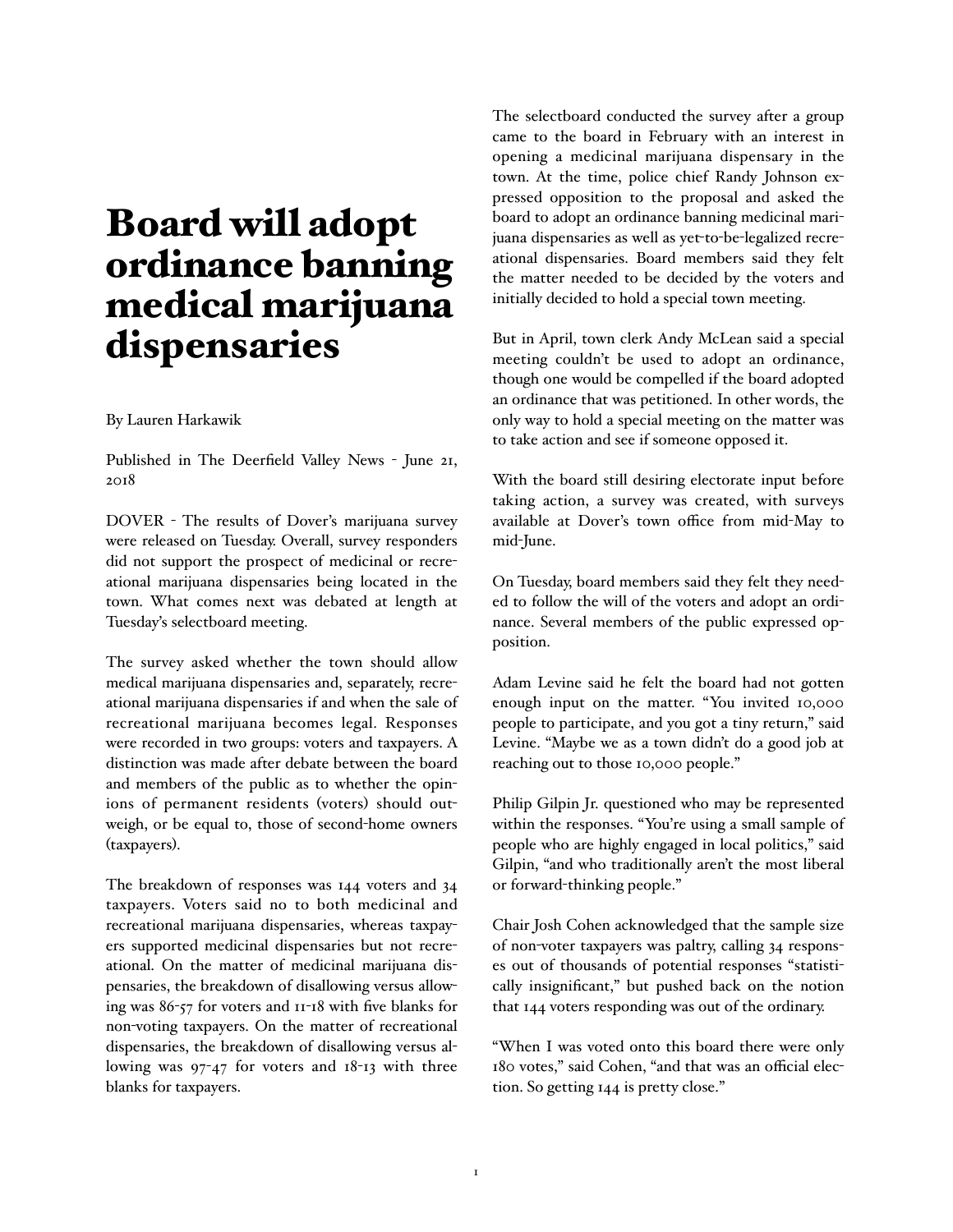# Board will adopt ordinance banning medical marijuana dispensaries

By Lauren Harkawik

Published in The Deerfield Valley News - June 21, 2018

DOVER - The results of Dover's marijuana survey were released on Tuesday. Overall, survey responders did not support the prospect of medicinal or recreational marijuana dispensaries being located in the town. What comes next was debated at length at Tuesday's selectboard meeting.

The survey asked whether the town should allow medical marijuana dispensaries and, separately, recreational marijuana dispensaries if and when the sale of recreational marijuana becomes legal. Responses were recorded in two groups: voters and taxpayers. A distinction was made after debate between the board and members of the public as to whether the opinions of permanent residents (voters) should outweigh, or be equal to, those of second-home owners (taxpayers).

The breakdown of responses was 144 voters and 34 taxpayers. Voters said no to both medicinal and recreational marijuana dispensaries, whereas taxpayers supported medicinal dispensaries but not recreational. On the matter of medicinal marijuana dispensaries, the breakdown of disallowing versus allowing was 86-57 for voters and 11-18 with five blanks for non-voting taxpayers. On the matter of recreational dispensaries, the breakdown of disallowing versus allowing was 97-47 for voters and 18-13 with three blanks for taxpayers.

The selectboard conducted the survey after a group came to the board in February with an interest in opening a medicinal marijuana dispensary in the town. At the time, police chief Randy Johnson expressed opposition to the proposal and asked the board to adopt an ordinance banning medicinal marijuana dispensaries as well as yet-to-be-legalized recreational dispensaries. Board members said they felt the matter needed to be decided by the voters and initially decided to hold a special town meeting.

But in April, town clerk Andy McLean said a special meeting couldn't be used to adopt an ordinance, though one would be compelled if the board adopted an ordinance that was petitioned. In other words, the only way to hold a special meeting on the matter was to take action and see if someone opposed it.

With the board still desiring electorate input before taking action, a survey was created, with surveys available at Dover's town office from mid-May to mid-June.

On Tuesday, board members said they felt they needed to follow the will of the voters and adopt an ordinance. Several members of the public expressed opposition.

Adam Levine said he felt the board had not gotten enough input on the matter. "You invited 10,000 people to participate, and you got a tiny return," said Levine. "Maybe we as a town didn't do a good job at reaching out to those 10,000 people."

Philip Gilpin Jr. questioned who may be represented within the responses. "You're using a small sample of people who are highly engaged in local politics," said Gilpin, "and who traditionally aren't the most liberal or forward-thinking people."

Chair Josh Cohen acknowledged that the sample size of non-voter taxpayers was paltry, calling 34 responses out of thousands of potential responses "statistically insignificant," but pushed back on the notion that 144 voters responding was out of the ordinary.

"When I was voted onto this board there were only 180 votes," said Cohen, "and that was an official election. So getting 144 is pretty close."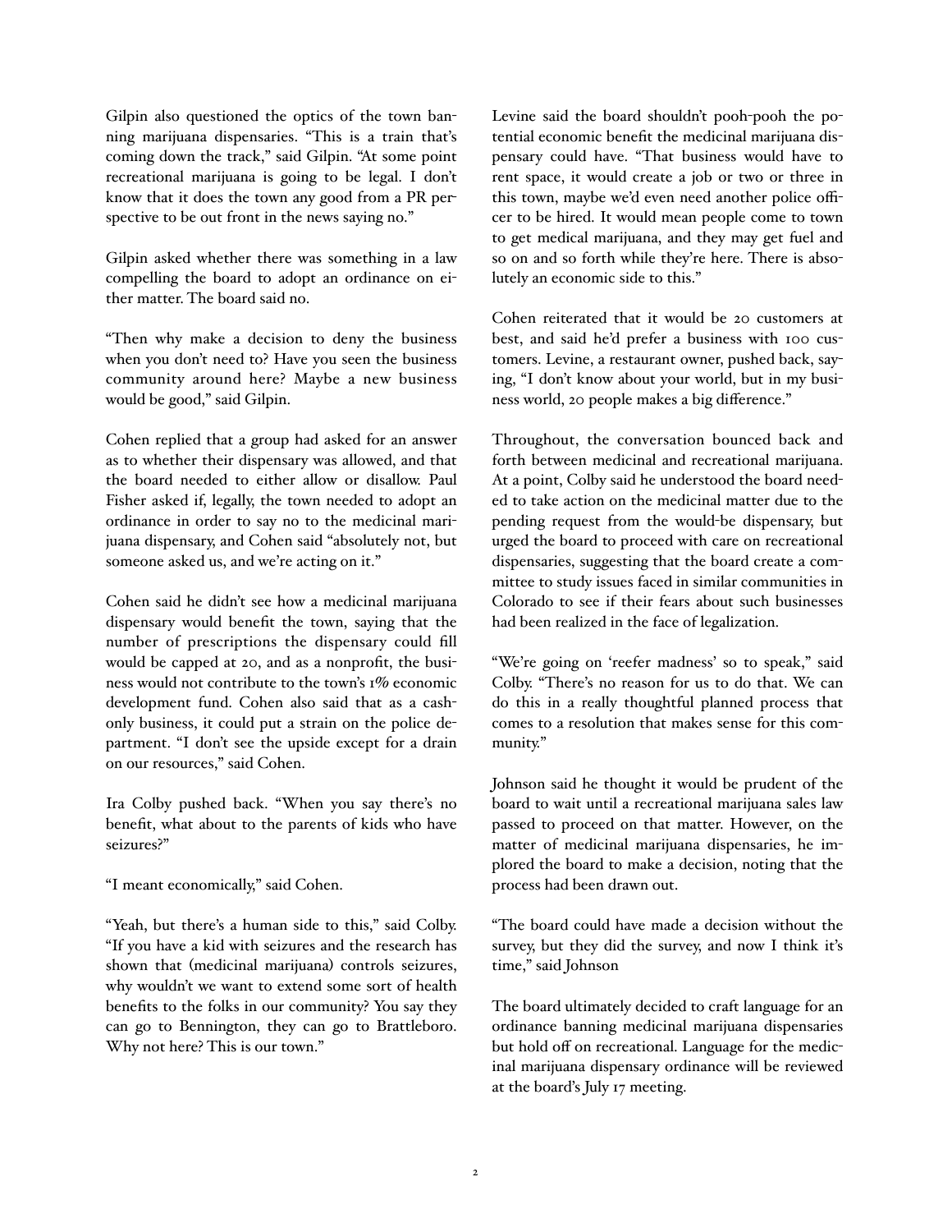Gilpin also questioned the optics of the town banning marijuana dispensaries. "This is a train that's coming down the track," said Gilpin. "At some point recreational marijuana is going to be legal. I don't know that it does the town any good from a PR perspective to be out front in the news saying no."

Gilpin asked whether there was something in a law compelling the board to adopt an ordinance on either matter. The board said no.

"Then why make a decision to deny the business when you don't need to? Have you seen the business community around here? Maybe a new business would be good," said Gilpin.

Cohen replied that a group had asked for an answer as to whether their dispensary was allowed, and that the board needed to either allow or disallow. Paul Fisher asked if, legally, the town needed to adopt an ordinance in order to say no to the medicinal marijuana dispensary, and Cohen said "absolutely not, but someone asked us, and we're acting on it."

Cohen said he didn't see how a medicinal marijuana dispensary would benefit the town, saying that the number of prescriptions the dispensary could fill would be capped at 20, and as a nonprofit, the business would not contribute to the town's 1% economic development fund. Cohen also said that as a cash-only business, it could put a strain on the police department. "I don't see the upside except for a drain on our resources," said Cohen.

Ira Colby pushed back. "When you say there's no benefit, what about to the parents of kids who have seizures?"

"I meant economically," said Cohen.

"Yeah, but there's a human side to this," said Colby. "If you have a kid with seizures and the research has shown that (medicinal marijuana) controls seizures, why wouldn't we want to extend some sort of health benefits to the folks in our community? You say they can go to Bennington, they can go to Brattleboro. Why not here? This is our town."

Levine said the board shouldn't pooh-pooh the potential economic benefit the medicinal marijuana dispensary could have. "That business would have to rent space, it would create a job or two or three in this town, maybe we'd even need another police officer to be hired. It would mean people come to town to get medical marijuana, and they may get fuel and so on and so forth while they're here. There is absolutely an economic side to this."

Cohen reiterated that it would be 20 customers at best, and said he'd prefer a business with 100 customers. Levine, a restaurant owner, pushed back, saying, "I don't know about your world, but in my business world, 20 people makes a big difference."

Throughout, the conversation bounced back and forth between medicinal and recreational marijuana. At a point, Colby said he understood the board needed to take action on the medicinal matter due to the pending request from the would-be dispensary, but urged the board to proceed with care on recreational dispensaries, suggesting that the board create a committee to study issues faced in similar communities in Colorado to see if their fears about such businesses had been realized in the face of legalization.

"We're going on 'reefer madness' so to speak," said Colby. "There's no reason for us to do that. We can do this in a really thoughtful planned process that comes to a resolution that makes sense for this community."

Johnson said he thought it would be prudent of the board to wait until a recreational marijuana sales law passed to proceed on that matter. However, on the matter of medicinal marijuana dispensaries, he implored the board to make a decision, noting that the process had been drawn out.

"The board could have made a decision without the survey, but they did the survey, and now I think it's time," said Johnson

The board ultimately decided to craft language for an ordinance banning medicinal marijuana dispensaries but hold off on recreational. Language for the medicinal marijuana dispensary ordinance will be reviewed at the board's July 17 meeting.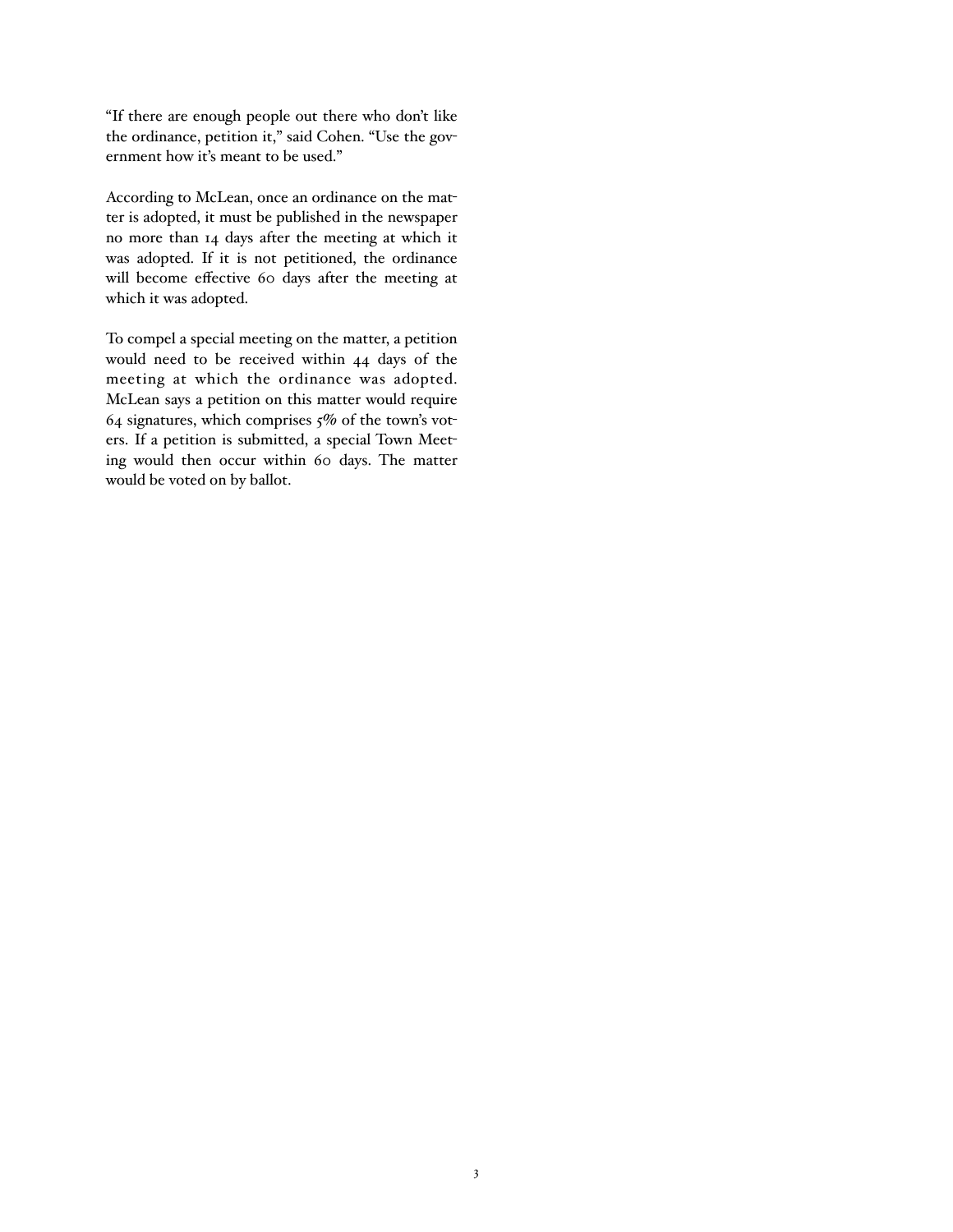"If there are enough people out there who don't like the ordinance, petition it," said Cohen. "Use the government how it's meant to be used."

According to McLean, once an ordinance on the matter is adopted, it must be published in the newspaper no more than 14 days after the meeting at which it was adopted. If it is not petitioned, the ordinance will become effective 60 days after the meeting at which it was adopted.

To compel a special meeting on the matter, a petition would need to be received within 44 days of the meeting at which the ordinance was adopted. McLean says a petition on this matter would require 64 signatures, which comprises 5% of the town's voters. If a petition is submitted, a special Town Meeting would then occur within 60 days. The matter would be voted on by ballot.